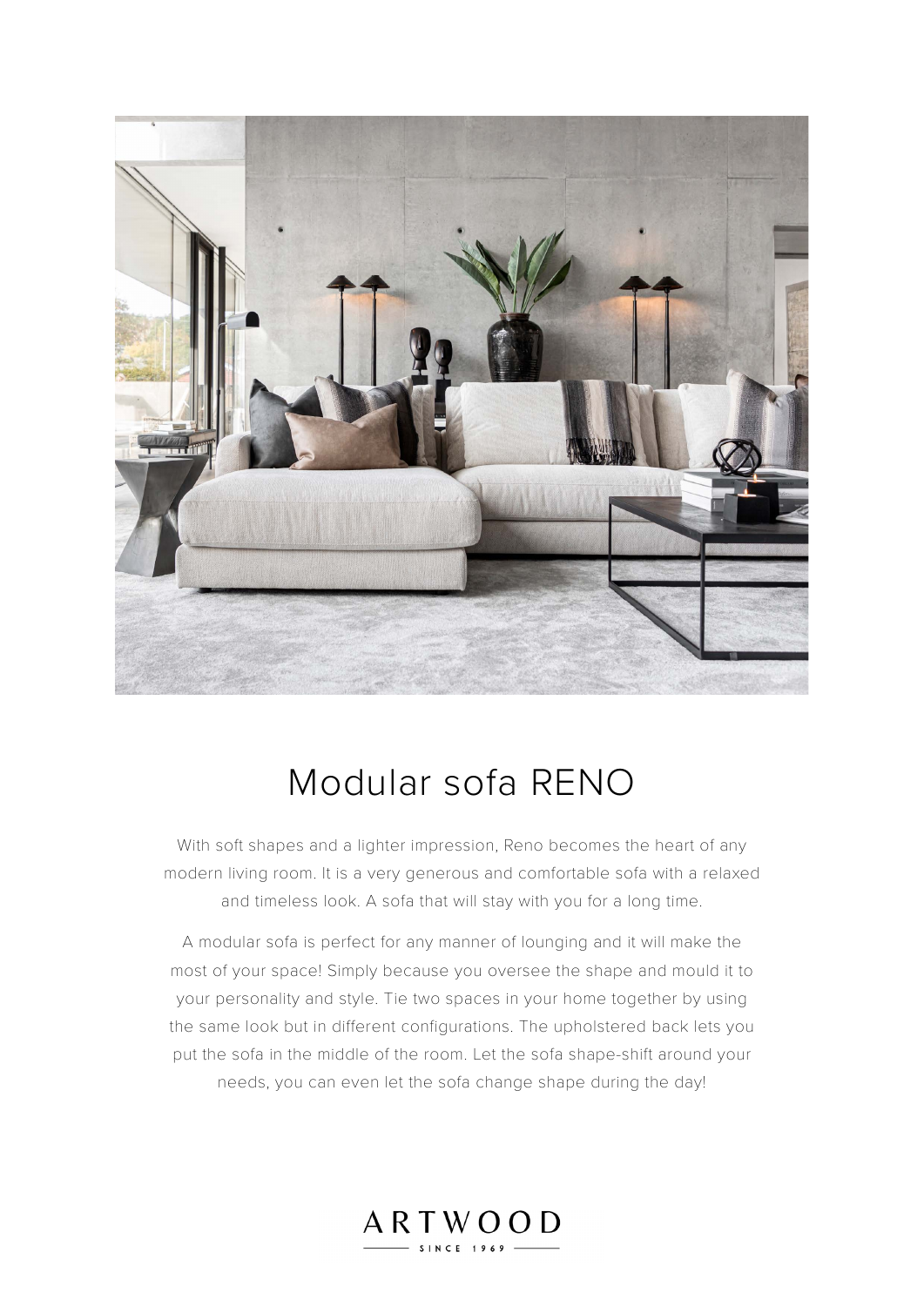# Modular sofa RENO

With soft shapes and a lighter impression, Reno becomes the heart of any modern living room. It is a very generous and comfortable sofa with a relaxed and timeless look. A sofa that will stay with you for a long time.

A modular sofa is perfect for any manner of lounging and it will make the most of your space! Simply because you oversee the shape and mould it to your personality and style. Tie two spaces in your home together by using the same look but in different configurations. The upholstered back lets you put the sofa in the middle of the room. Let the sofa shape-shift around your needs, you can even let the sofa change shape during the day!

ARTWOOD

SINCE 1969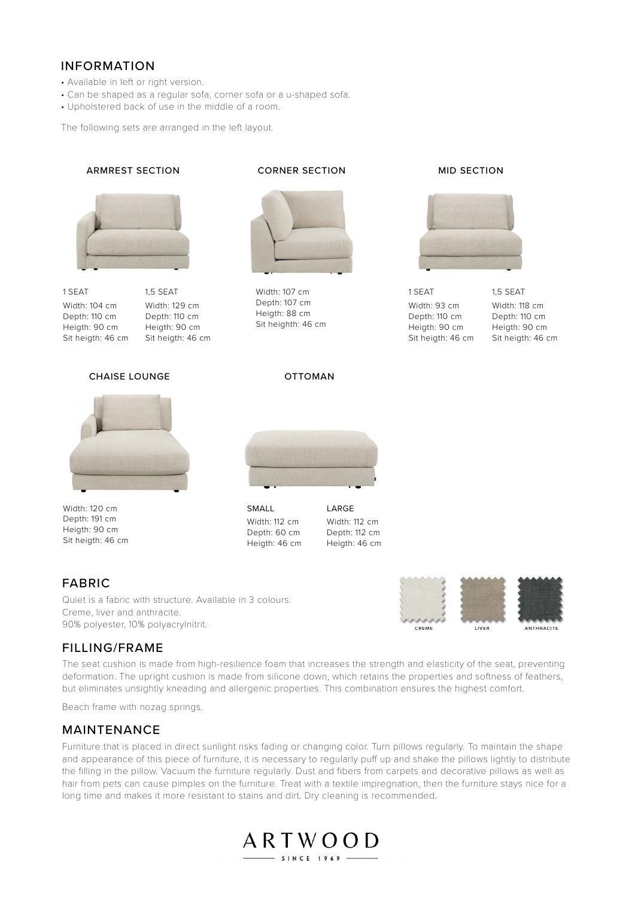## INFORMATION

- Available in left or right version.
- Can be shaped as a regular sofa, corner sofa or a u-shaped sofa.
- Upholstered back of use in the middle of a room.

The following sets are arranged in the left layout.

### ARMREST SECTION

1 SEAT
Width: 104 cm
Depth: 110 cm
Heigth: 90 cm
Sit heigth: 46 cm

1,5 SEAT
Width: 129 cm
Depth: 110 cm
Heigth: 90 cm
Sit heigth: 46 cm

### CORNER SECTION

Width: 107 cm
Depth: 107 cm
Heigth: 88 cm
Sit heighth: 46 cm

### MID SECTION

1 SEAT
Width: 93 cm
Depth: 110 cm
Heigth: 90 cm
Sit heigth: 46 cm

1,5 SEAT
Width: 118 cm
Depth: 110 cm
Heigth: 90 cm
Sit heigth: 46 cm

### CHAISE LOUNGE

Width: 120 cm
Depth: 191 cm
Heigth: 90 cm
Sit heigth: 46 cm

### OTTOMAN

SMALL
Width: 112 cm
Depth: 60 cm
Heigth: 46 cm

LARGE
Width: 112 cm
Depth: 112 cm
Heigth: 46 cm

## FABRIC

Quiet is a fabric with structure. Available in 3 colours.
Creme, liver and anthracite.
90% polyester, 10% polyacrylnitrit.

CREME LIVER ANTHRACITE

## FILLING/FRAME

The seat cushion is made from high-resilience foam that increases the strength and elasticity of the seat, preventing deformation. The upright cushion is made from silicone down, which retains the properties and softness of feathers, but eliminates unsightly kneading and allergenic properties. This combination ensures the highest comfort.

Beach frame with nozag springs.

## MAINTENANCE

Furniture that is placed in direct sunlight risks fading or changing color. Turn pillows regularly. To maintain the shape and appearance of this piece of furniture, it is necessary to regularly puff up and shake the pillows lightly to distribute the filling in the pillow. Vacuum the furniture regularly. Dust and fibers from carpets and decorative pillows as well as hair from pets can cause pimples on the furniture. Treat with a textile impregnation, then the furniture stays nice for a long time and makes it more resistant to stains and dirt. Dry cleaning is recommended.

ARTWOOD
SINCE 1969